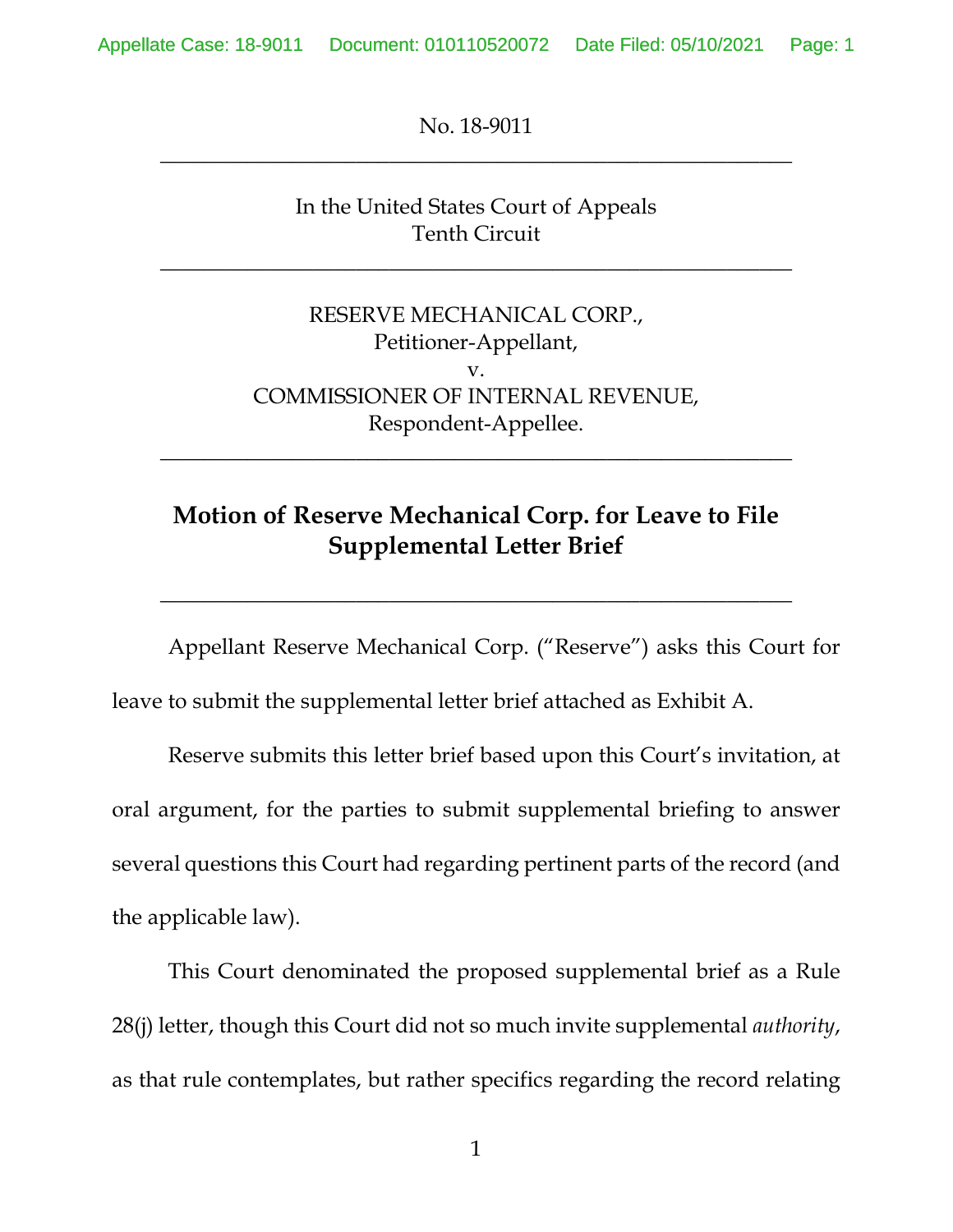No. 18-9011

---

In the United States Court of Appeals
Tenth Circuit

---

RESERVE MECHANICAL CORP.,
Petitioner-Appellant,
v.
COMMISSIONER OF INTERNAL REVENUE,
Respondent-Appellee.

---

# Motion of Reserve Mechanical Corp. for Leave to File Supplemental Letter Brief

---

Appellant Reserve Mechanical Corp. ("Reserve") asks this Court for leave to submit the supplemental letter brief attached as Exhibit A.

Reserve submits this letter brief based upon this Court's invitation, at oral argument, for the parties to submit supplemental briefing to answer several questions this Court had regarding pertinent parts of the record (and the applicable law).

This Court denominated the proposed supplemental brief as a Rule 28(j) letter, though this Court did not so much invite supplemental *authority*, as that rule contemplates, but rather specifics regarding the record relating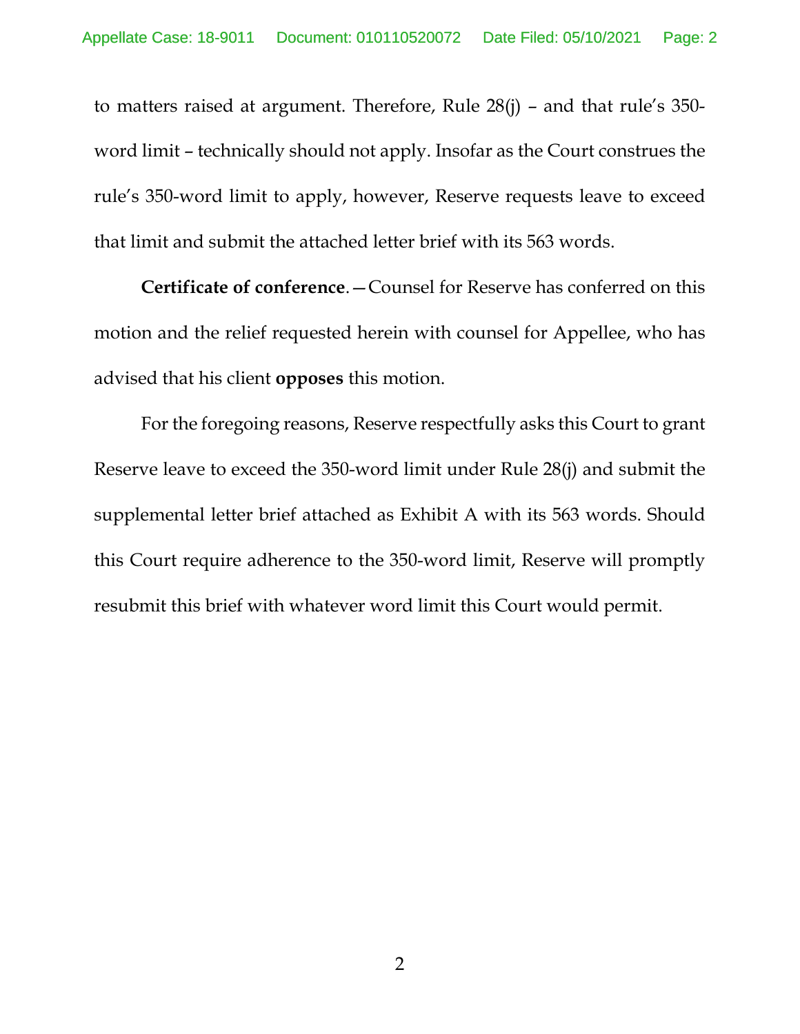to matters raised at argument. Therefore, Rule 28(j) – and that rule's 350-word limit – technically should not apply. Insofar as the Court construes the rule's 350-word limit to apply, however, Reserve requests leave to exceed that limit and submit the attached letter brief with its 563 words.

**Certificate of conference**.—Counsel for Reserve has conferred on this motion and the relief requested herein with counsel for Appellee, who has advised that his client **opposes** this motion.

For the foregoing reasons, Reserve respectfully asks this Court to grant Reserve leave to exceed the 350-word limit under Rule 28(j) and submit the supplemental letter brief attached as Exhibit A with its 563 words. Should this Court require adherence to the 350-word limit, Reserve will promptly resubmit this brief with whatever word limit this Court would permit.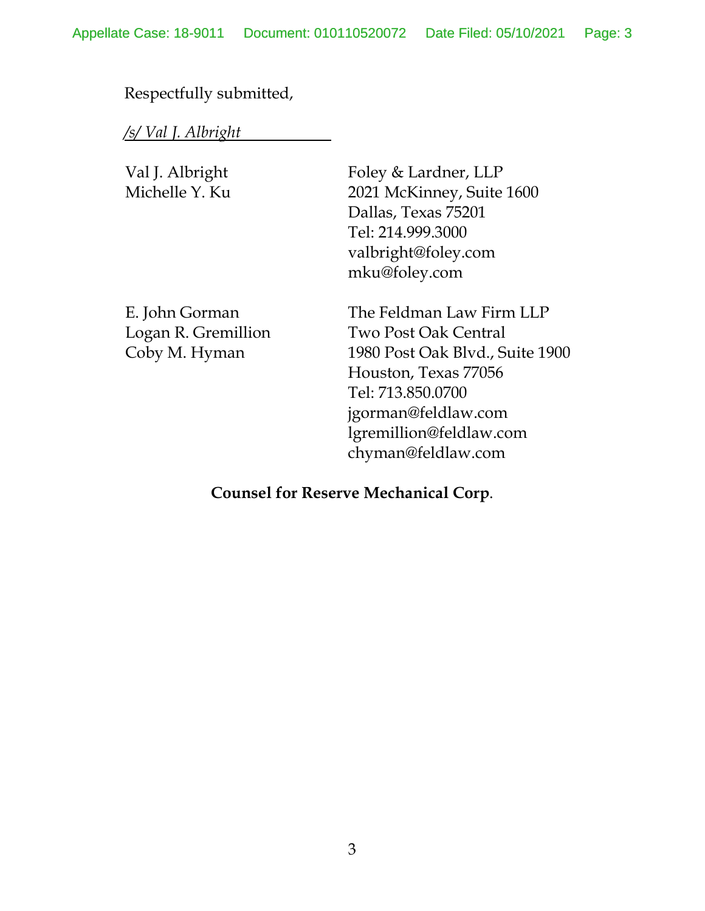Respectfully submitted,

*/s/ Val J. Albright*

| | |
|---|---|
| Val J. Albright<br>Michelle Y. Ku | Foley & Lardner, LLP<br>2021 McKinney, Suite 1600<br>Dallas, Texas 75201<br>Tel: 214.999.3000<br>valbright@foley.com<br>mku@foley.com |
| E. John Gorman<br>Logan R. Gremillion<br>Coby M. Hyman | The Feldman Law Firm LLP<br>Two Post Oak Central<br>1980 Post Oak Blvd., Suite 1900<br>Houston, Texas 77056<br>Tel: 713.850.0700<br>jgorman@feldlaw.com<br>lgremillion@feldlaw.com<br>chyman@feldlaw.com |

**Counsel for Reserve Mechanical Corp**.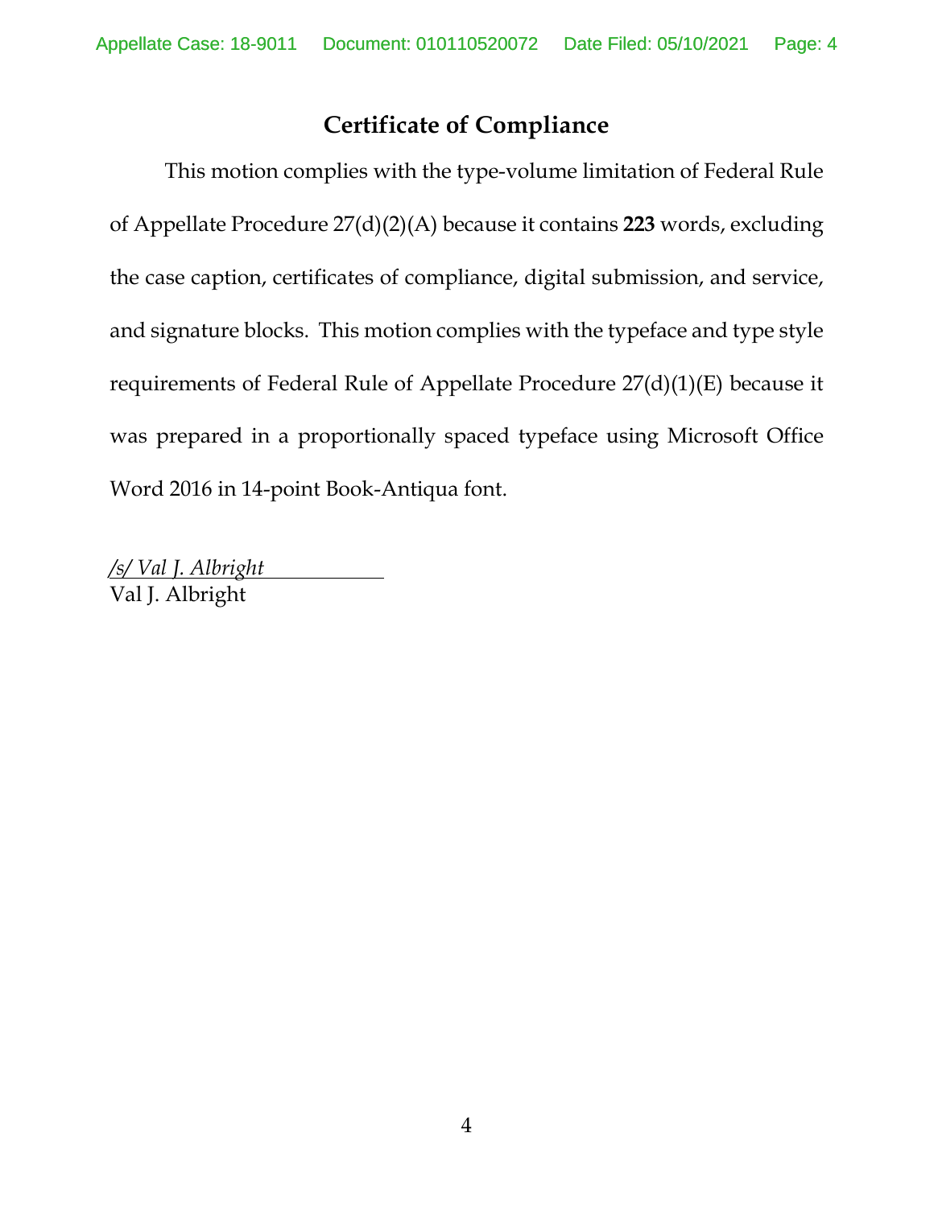## Certificate of Compliance

This motion complies with the type-volume limitation of Federal Rule of Appellate Procedure 27(d)(2)(A) because it contains **223** words, excluding the case caption, certificates of compliance, digital submission, and service, and signature blocks. This motion complies with the typeface and type style requirements of Federal Rule of Appellate Procedure 27(d)(1)(E) because it was prepared in a proportionally spaced typeface using Microsoft Office Word 2016 in 14-point Book-Antiqua font.

*/s/ Val J. Albright*
Val J. Albright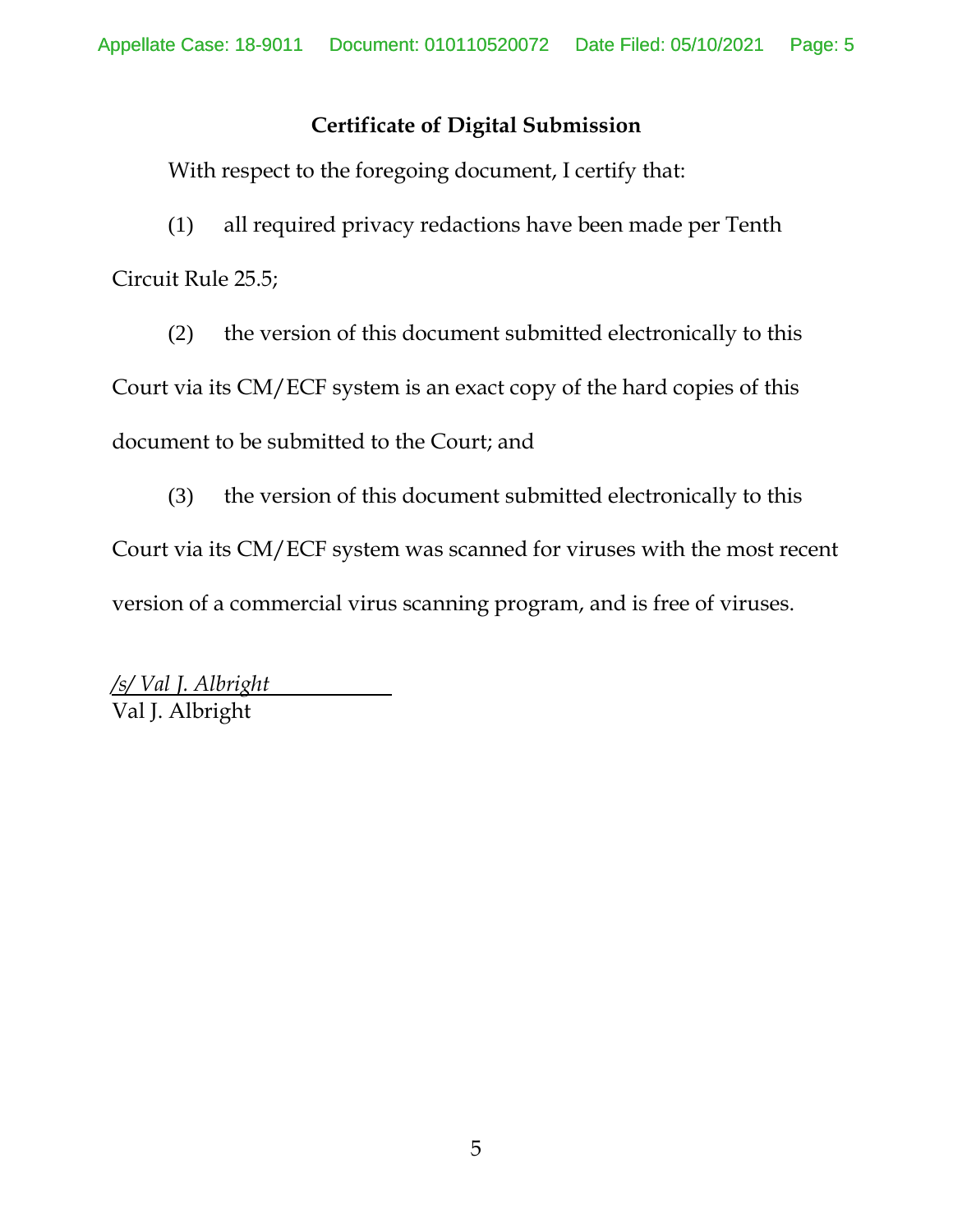**Certificate of Digital Submission**

With respect to the foregoing document, I certify that:

(1) all required privacy redactions have been made per Tenth Circuit Rule 25.5;

(2) the version of this document submitted electronically to this Court via its CM/ECF system is an exact copy of the hard copies of this document to be submitted to the Court; and

(3) the version of this document submitted electronically to this Court via its CM/ECF system was scanned for viruses with the most recent version of a commercial virus scanning program, and is free of viruses.

*/s/ Val J. Albright*
Val J. Albright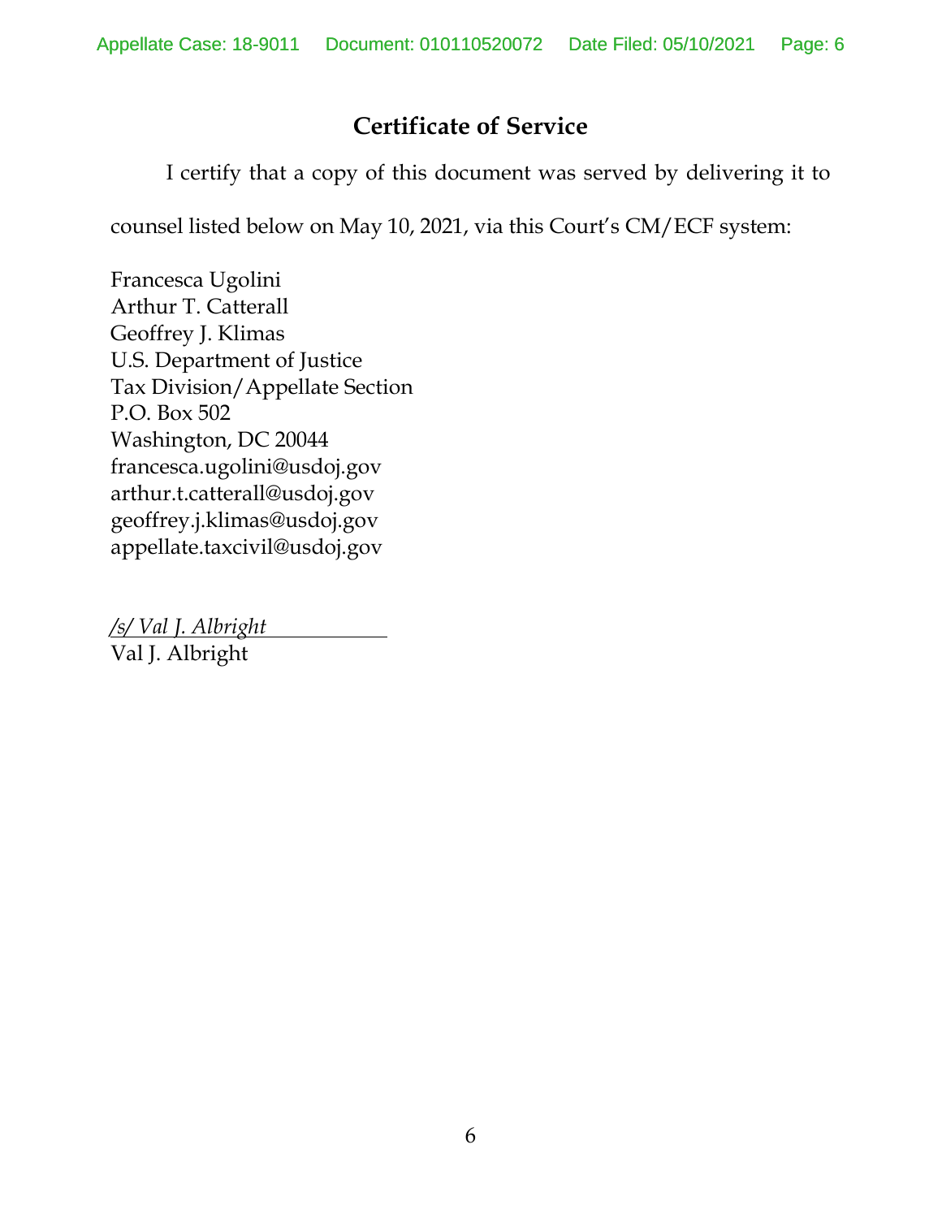## Certificate of Service

I certify that a copy of this document was served by delivering it to counsel listed below on May 10, 2021, via this Court's CM/ECF system:

Francesca Ugolini
Arthur T. Catterall
Geoffrey J. Klimas
U.S. Department of Justice
Tax Division/Appellate Section
P.O. Box 502
Washington, DC 20044
francesca.ugolini@usdoj.gov
arthur.t.catterall@usdoj.gov
geoffrey.j.klimas@usdoj.gov
appellate.taxcivil@usdoj.gov

*/s/ Val J. Albright*
Val J. Albright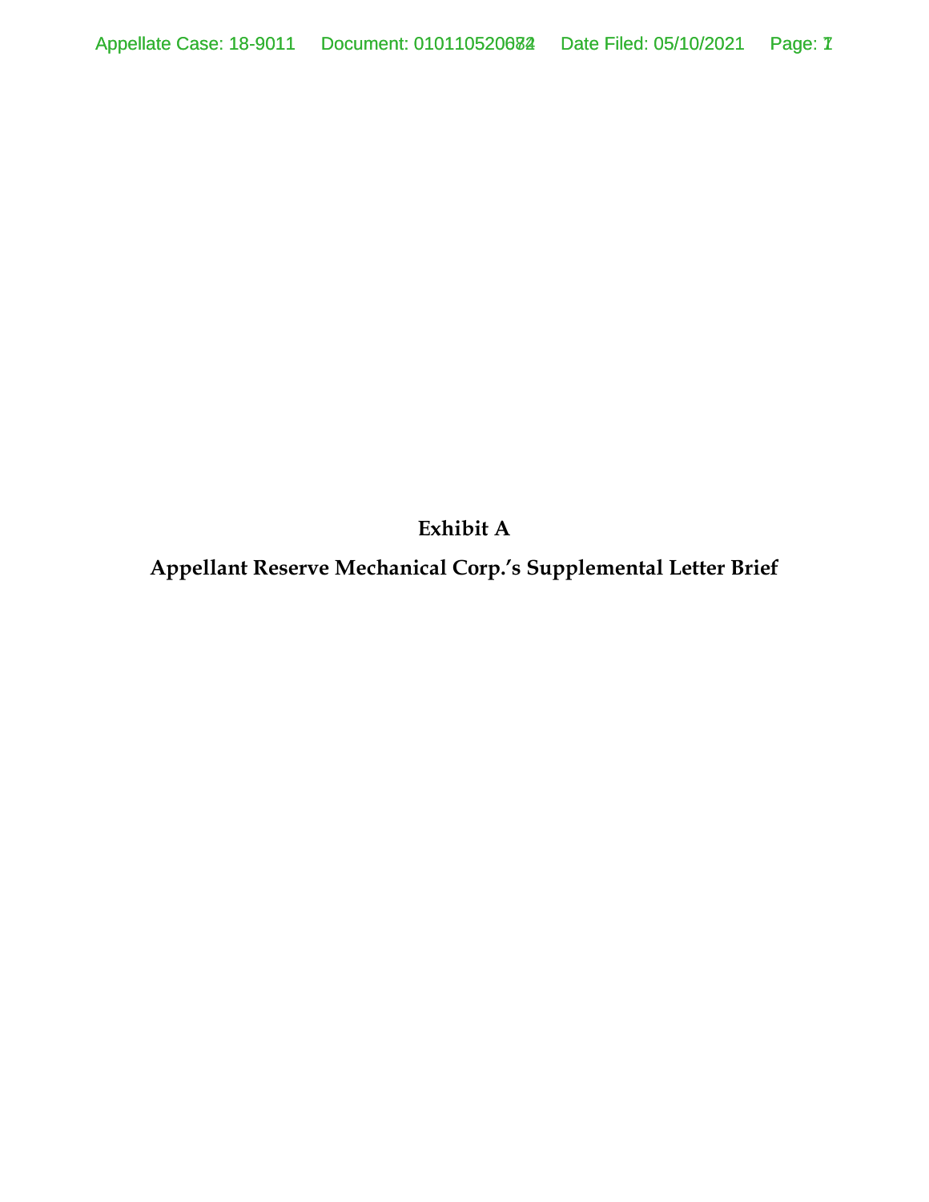**Exhibit A**

**Appellant Reserve Mechanical Corp.'s Supplemental Letter Brief**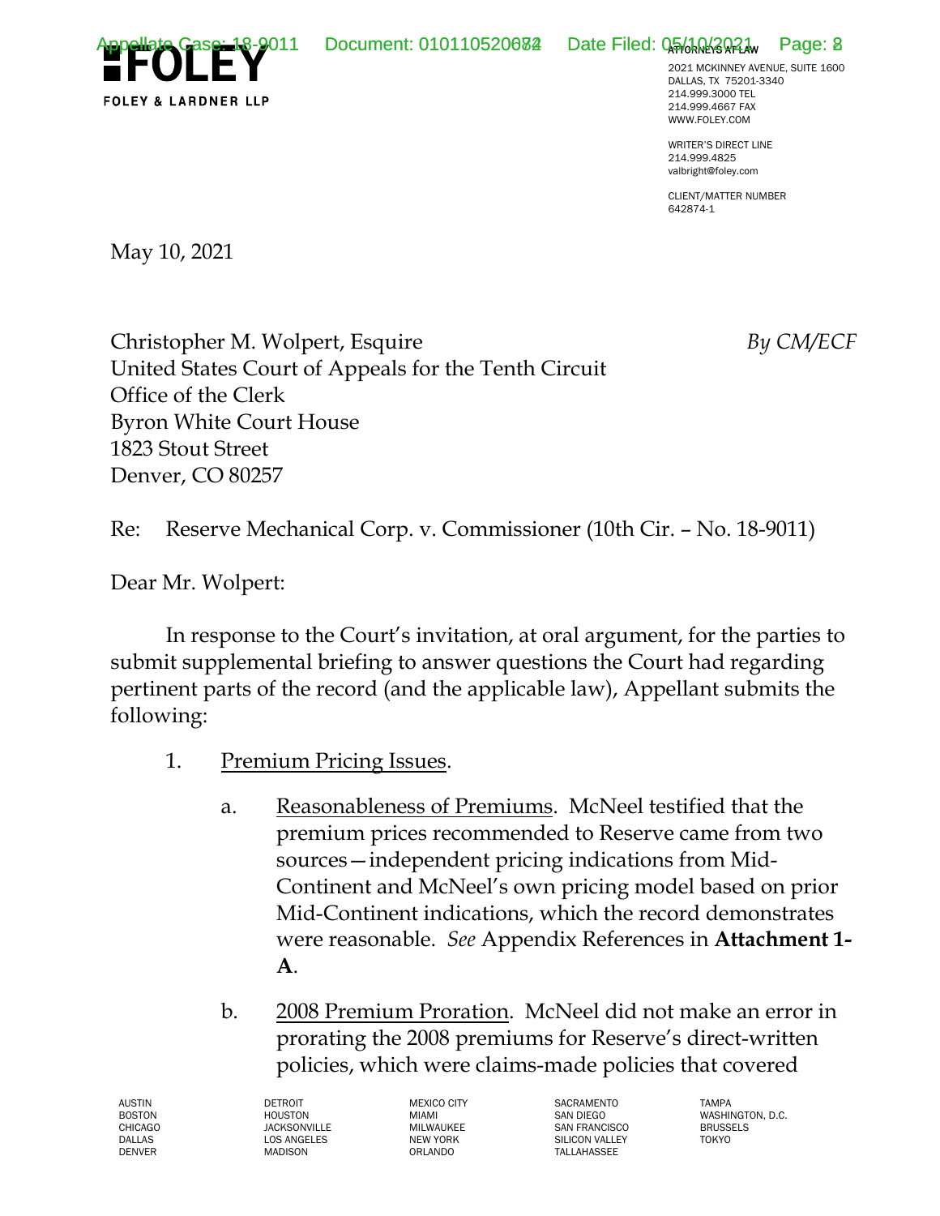**FOLEY**

FOLEY & LARDNER LLP

ATTORNEYS AT LAW
2021 MCKINNEY AVENUE, SUITE 1600
DALLAS, TX 75201-3340
214.999.3000 TEL
214.999.4667 FAX
WWW.FOLEY.COM

WRITER'S DIRECT LINE
214.999.4825
valbright@foley.com

CLIENT/MATTER NUMBER
642874-1

May 10, 2021

Christopher M. Wolpert, Esquire
United States Court of Appeals for the Tenth Circuit
Office of the Clerk
Byron White Court House
1823 Stout Street
Denver, CO 80257

*By CM/ECF*

Re: Reserve Mechanical Corp. v. Commissioner (10th Cir. – No. 18-9011)

Dear Mr. Wolpert:

In response to the Court's invitation, at oral argument, for the parties to submit supplemental briefing to answer questions the Court had regarding pertinent parts of the record (and the applicable law), Appellant submits the following:

1. Premium Pricing Issues.

   a. Reasonableness of Premiums. McNeel testified that the premium prices recommended to Reserve came from two sources—independent pricing indications from Mid-Continent and McNeel's own pricing model based on prior Mid-Continent indications, which the record demonstrates were reasonable. *See* Appendix References in **Attachment 1-A**.

   b. 2008 Premium Proration. McNeel did not make an error in prorating the 2008 premiums for Reserve's direct-written policies, which were claims-made policies that covered

AUSTIN BOSTON CHICAGO DALLAS DENVER DETROIT HOUSTON JACKSONVILLE LOS ANGELES MADISON MEXICO CITY MIAMI MILWAUKEE NEW YORK ORLANDO SACRAMENTO SAN DIEGO SAN FRANCISCO SILICON VALLEY TALLAHASSEE TAMPA WASHINGTON, D.C. BRUSSELS TOKYO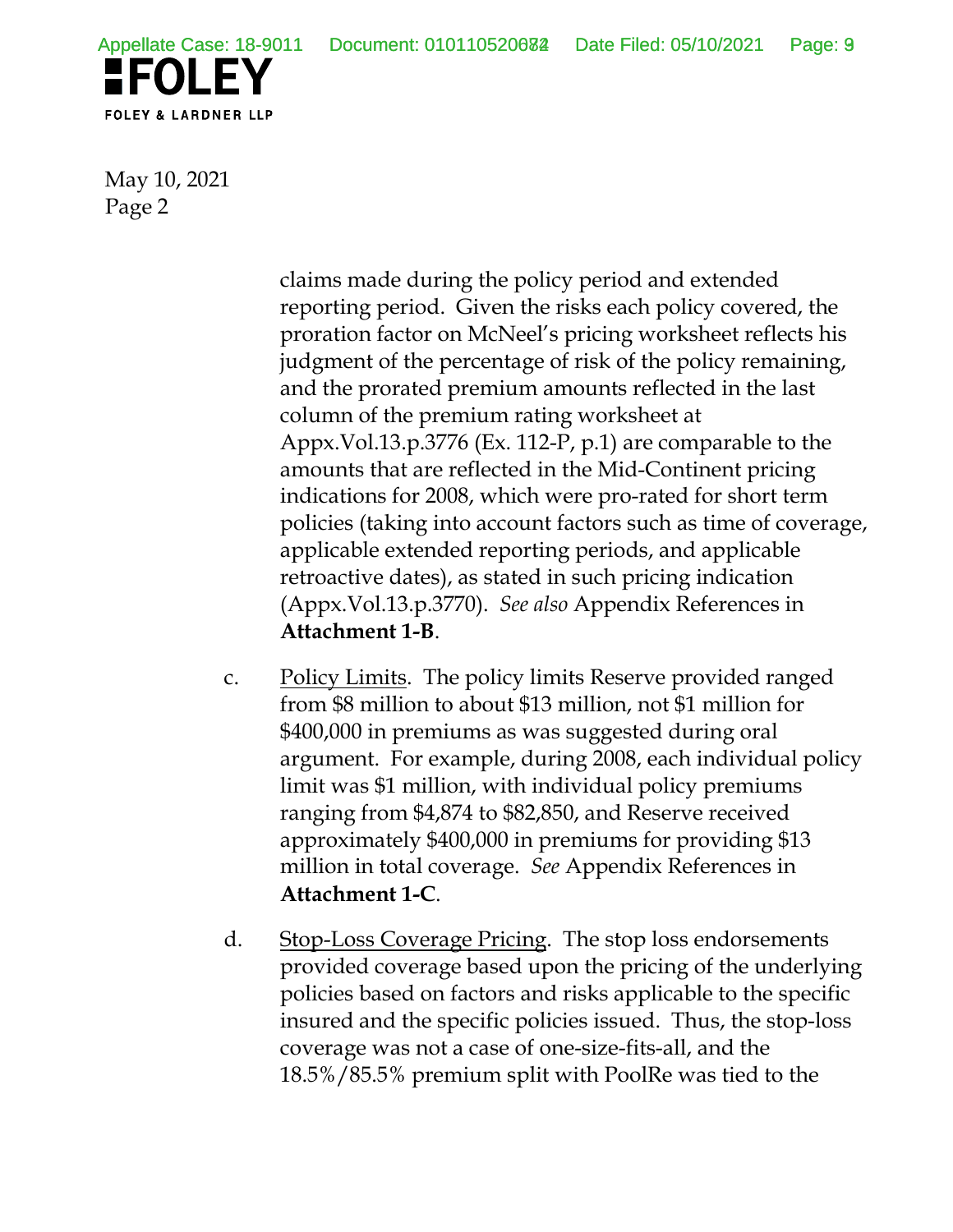claims made during the policy period and extended reporting period. Given the risks each policy covered, the proration factor on McNeel's pricing worksheet reflects his judgment of the percentage of risk of the policy remaining, and the prorated premium amounts reflected in the last column of the premium rating worksheet at Appx.Vol.13.p.3776 (Ex. 112-P, p.1) are comparable to the amounts that are reflected in the Mid-Continent pricing indications for 2008, which were pro-rated for short term policies (taking into account factors such as time of coverage, applicable extended reporting periods, and applicable retroactive dates), as stated in such pricing indication (Appx.Vol.13.p.3770). *See also* Appendix References in **Attachment 1-B**.

c. Policy Limits. The policy limits Reserve provided ranged from $8 million to about $13 million, not $1 million for $400,000 in premiums as was suggested during oral argument. For example, during 2008, each individual policy limit was $1 million, with individual policy premiums ranging from $4,874 to $82,850, and Reserve received approximately $400,000 in premiums for providing $13 million in total coverage. *See* Appendix References in **Attachment 1-C**.

d. Stop-Loss Coverage Pricing. The stop loss endorsements provided coverage based upon the pricing of the underlying policies based on factors and risks applicable to the specific insured and the specific policies issued. Thus, the stop-loss coverage was not a case of one-size-fits-all, and the 18.5%/85.5% premium split with PoolRe was tied to the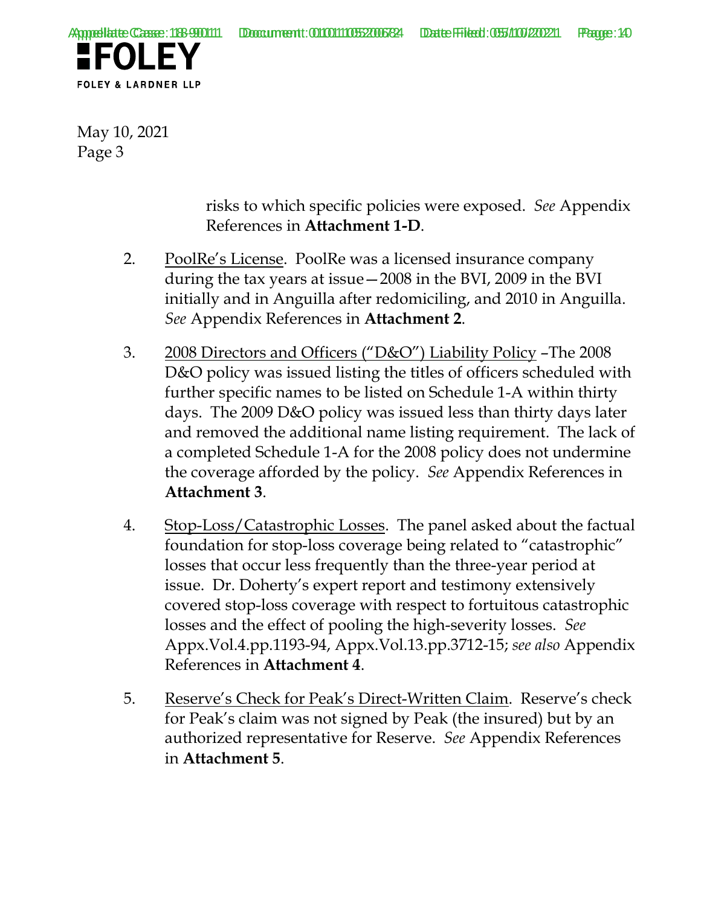risks to which specific policies were exposed. *See* Appendix References in **Attachment 1-D**.

2. PoolRe's License. PoolRe was a licensed insurance company during the tax years at issue—2008 in the BVI, 2009 in the BVI initially and in Anguilla after redomiciling, and 2010 in Anguilla. *See* Appendix References in **Attachment 2**.

3. 2008 Directors and Officers ("D&O") Liability Policy –The 2008 D&O policy was issued listing the titles of officers scheduled with further specific names to be listed on Schedule 1-A within thirty days. The 2009 D&O policy was issued less than thirty days later and removed the additional name listing requirement. The lack of a completed Schedule 1-A for the 2008 policy does not undermine the coverage afforded by the policy. *See* Appendix References in **Attachment 3**.

4. Stop-Loss/Catastrophic Losses. The panel asked about the factual foundation for stop-loss coverage being related to "catastrophic" losses that occur less frequently than the three-year period at issue. Dr. Doherty's expert report and testimony extensively covered stop-loss coverage with respect to fortuitous catastrophic losses and the effect of pooling the high-severity losses. *See* Appx.Vol.4.pp.1193-94, Appx.Vol.13.pp.3712-15; *see also* Appendix References in **Attachment 4**.

5. Reserve's Check for Peak's Direct-Written Claim. Reserve's check for Peak's claim was not signed by Peak (the insured) but by an authorized representative for Reserve. *See* Appendix References in **Attachment 5**.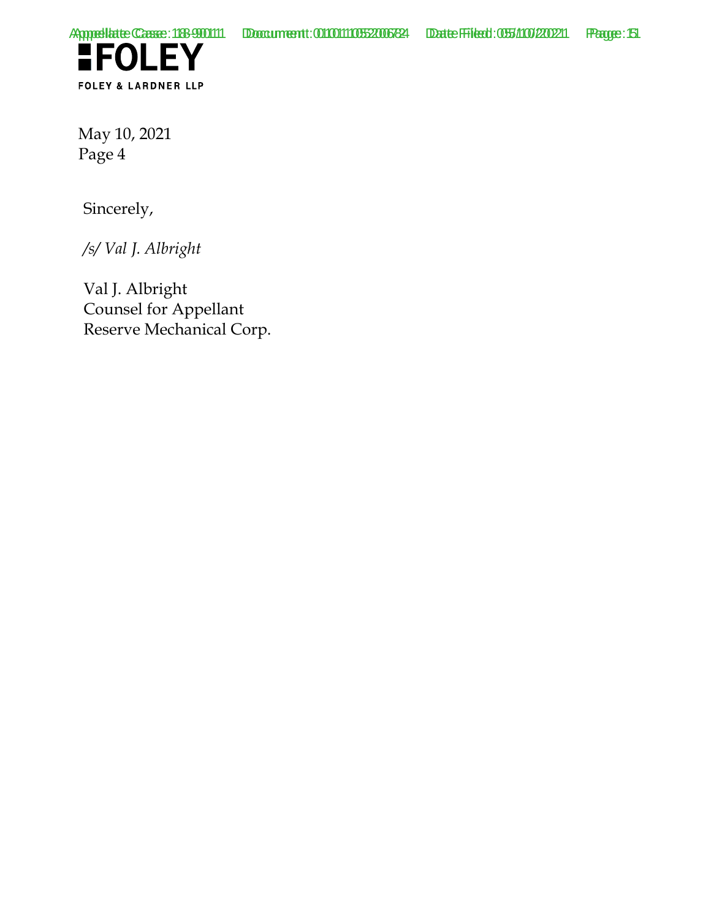FOLEY

FOLEY & LARDNER LLP

May 10, 2021

Sincerely,

*/s/ Val J. Albright*

Val J. Albright
Counsel for Appellant
Reserve Mechanical Corp.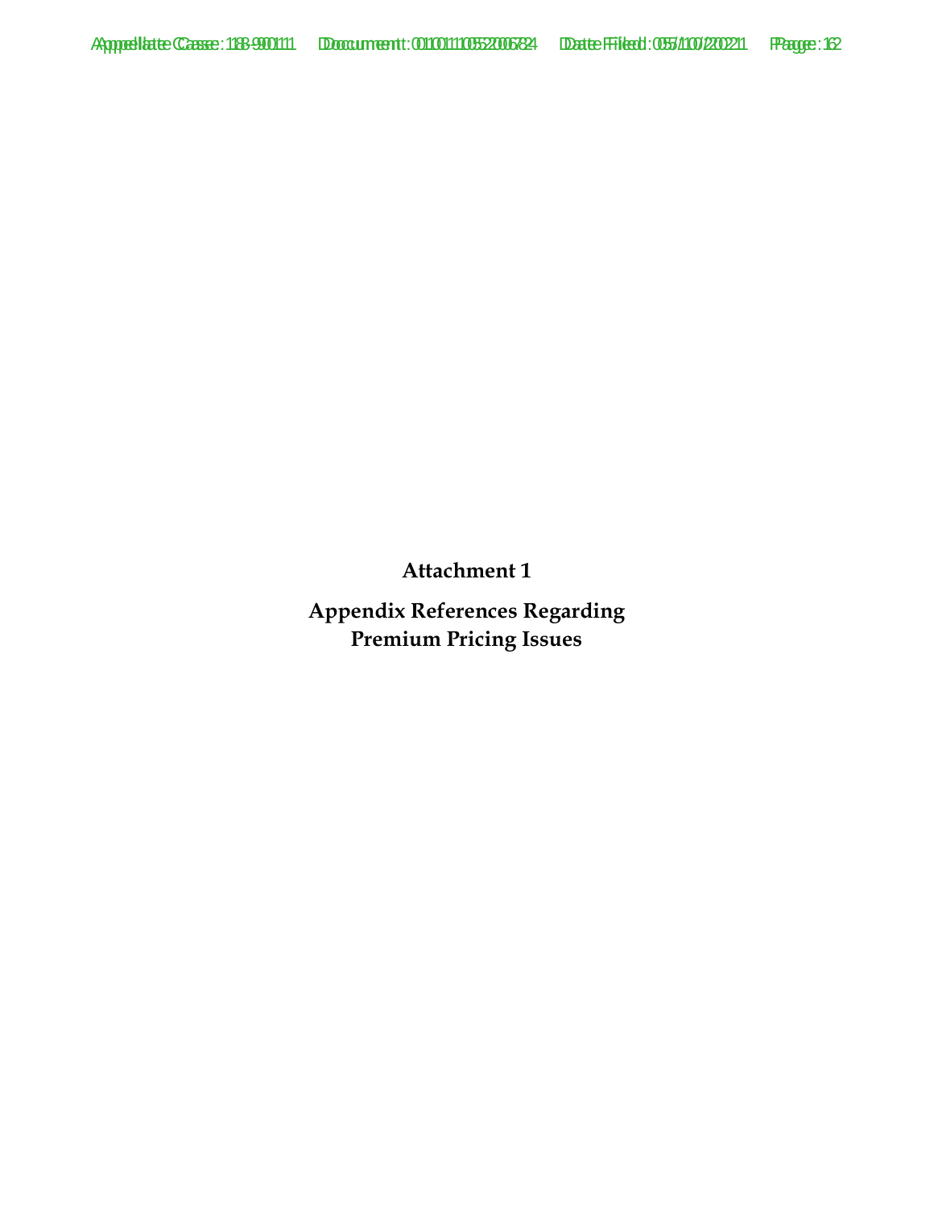**Attachment 1**

**Appendix References Regarding Premium Pricing Issues**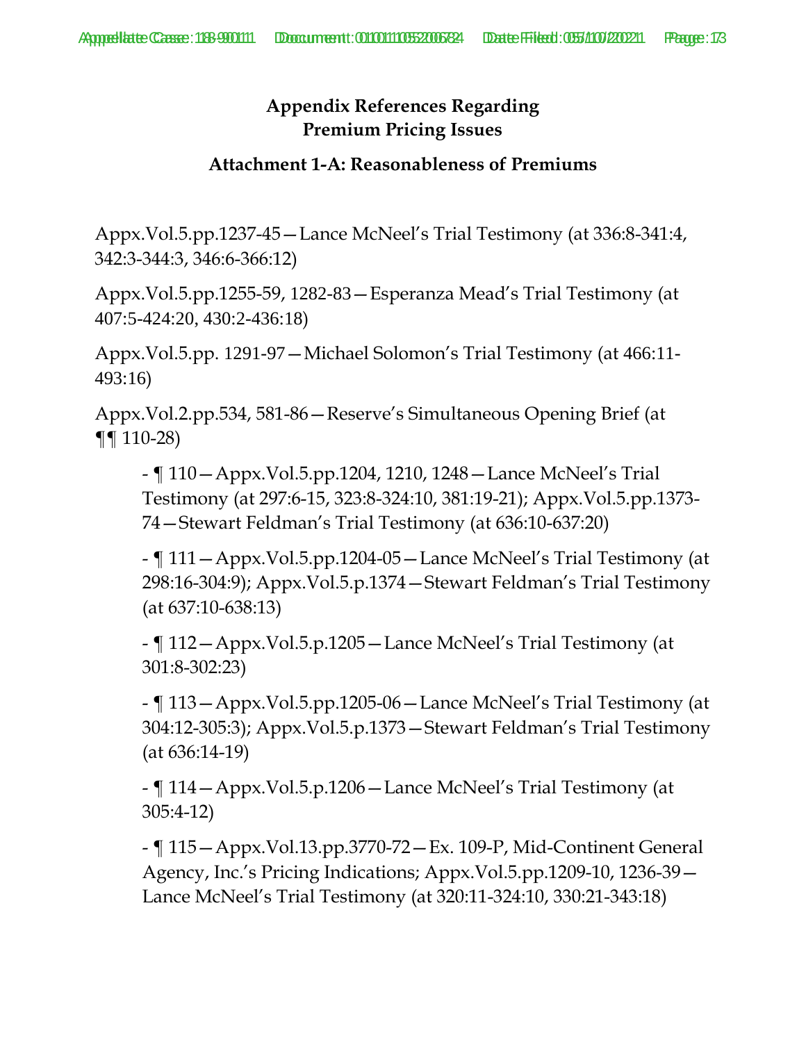# Appendix References Regarding Premium Pricing Issues

## Attachment 1-A: Reasonableness of Premiums

Appx.Vol.5.pp.1237-45—Lance McNeel's Trial Testimony (at 336:8-341:4, 342:3-344:3, 346:6-366:12)

Appx.Vol.5.pp.1255-59, 1282-83—Esperanza Mead's Trial Testimony (at 407:5-424:20, 430:2-436:18)

Appx.Vol.5.pp. 1291-97—Michael Solomon's Trial Testimony (at 466:11-493:16)

Appx.Vol.2.pp.534, 581-86—Reserve's Simultaneous Opening Brief (at ¶¶ 110-28)

- ¶ 110—Appx.Vol.5.pp.1204, 1210, 1248—Lance McNeel's Trial Testimony (at 297:6-15, 323:8-324:10, 381:19-21); Appx.Vol.5.pp.1373-74—Stewart Feldman's Trial Testimony (at 636:10-637:20)
- ¶ 111—Appx.Vol.5.pp.1204-05—Lance McNeel's Trial Testimony (at 298:16-304:9); Appx.Vol.5.p.1374—Stewart Feldman's Trial Testimony (at 637:10-638:13)
- ¶ 112—Appx.Vol.5.p.1205—Lance McNeel's Trial Testimony (at 301:8-302:23)
- ¶ 113—Appx.Vol.5.pp.1205-06—Lance McNeel's Trial Testimony (at 304:12-305:3); Appx.Vol.5.p.1373—Stewart Feldman's Trial Testimony (at 636:14-19)
- ¶ 114—Appx.Vol.5.p.1206—Lance McNeel's Trial Testimony (at 305:4-12)
- ¶ 115—Appx.Vol.13.pp.3770-72—Ex. 109-P, Mid-Continent General Agency, Inc.'s Pricing Indications; Appx.Vol.5.pp.1209-10, 1236-39—Lance McNeel's Trial Testimony (at 320:11-324:10, 330:21-343:18)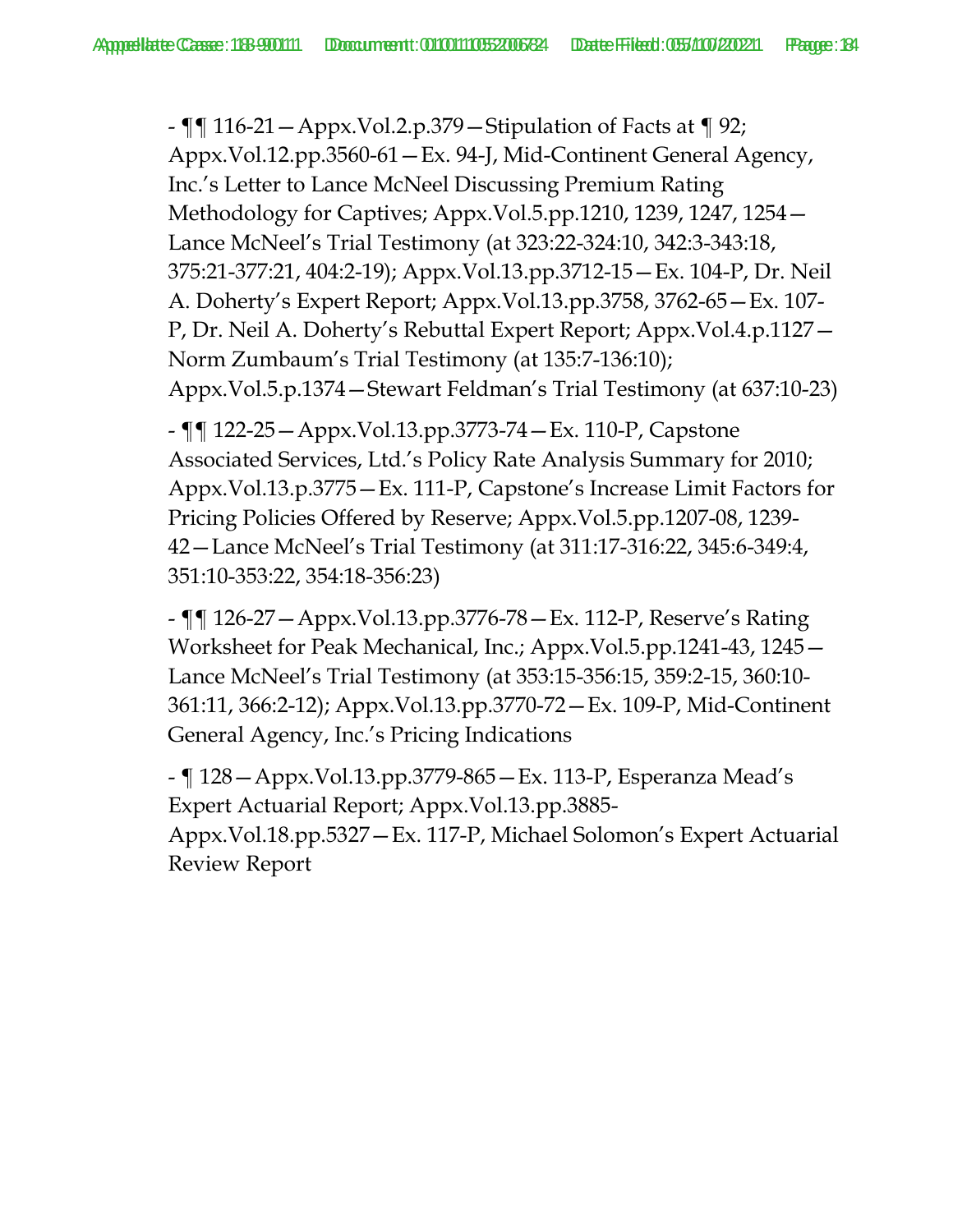- ¶¶ 116-21—Appx.Vol.2.p.379—Stipulation of Facts at ¶ 92; Appx.Vol.12.pp.3560-61—Ex. 94-J, Mid-Continent General Agency, Inc.'s Letter to Lance McNeel Discussing Premium Rating Methodology for Captives; Appx.Vol.5.pp.1210, 1239, 1247, 1254—Lance McNeel's Trial Testimony (at 323:22-324:10, 342:3-343:18, 375:21-377:21, 404:2-19); Appx.Vol.13.pp.3712-15—Ex. 104-P, Dr. Neil A. Doherty's Expert Report; Appx.Vol.13.pp.3758, 3762-65—Ex. 107-P, Dr. Neil A. Doherty's Rebuttal Expert Report; Appx.Vol.4.p.1127—Norm Zumbaum's Trial Testimony (at 135:7-136:10); Appx.Vol.5.p.1374—Stewart Feldman's Trial Testimony (at 637:10-23)

- ¶¶ 122-25—Appx.Vol.13.pp.3773-74—Ex. 110-P, Capstone Associated Services, Ltd.'s Policy Rate Analysis Summary for 2010; Appx.Vol.13.p.3775—Ex. 111-P, Capstone's Increase Limit Factors for Pricing Policies Offered by Reserve; Appx.Vol.5.pp.1207-08, 1239-42—Lance McNeel's Trial Testimony (at 311:17-316:22, 345:6-349:4, 351:10-353:22, 354:18-356:23)

- ¶¶ 126-27—Appx.Vol.13.pp.3776-78—Ex. 112-P, Reserve's Rating Worksheet for Peak Mechanical, Inc.; Appx.Vol.5.pp.1241-43, 1245—Lance McNeel's Trial Testimony (at 353:15-356:15, 359:2-15, 360:10-361:11, 366:2-12); Appx.Vol.13.pp.3770-72—Ex. 109-P, Mid-Continent General Agency, Inc.'s Pricing Indications

- ¶ 128—Appx.Vol.13.pp.3779-865—Ex. 113-P, Esperanza Mead's Expert Actuarial Report; Appx.Vol.13.pp.3885-Appx.Vol.18.pp.5327—Ex. 117-P, Michael Solomon's Expert Actuarial Review Report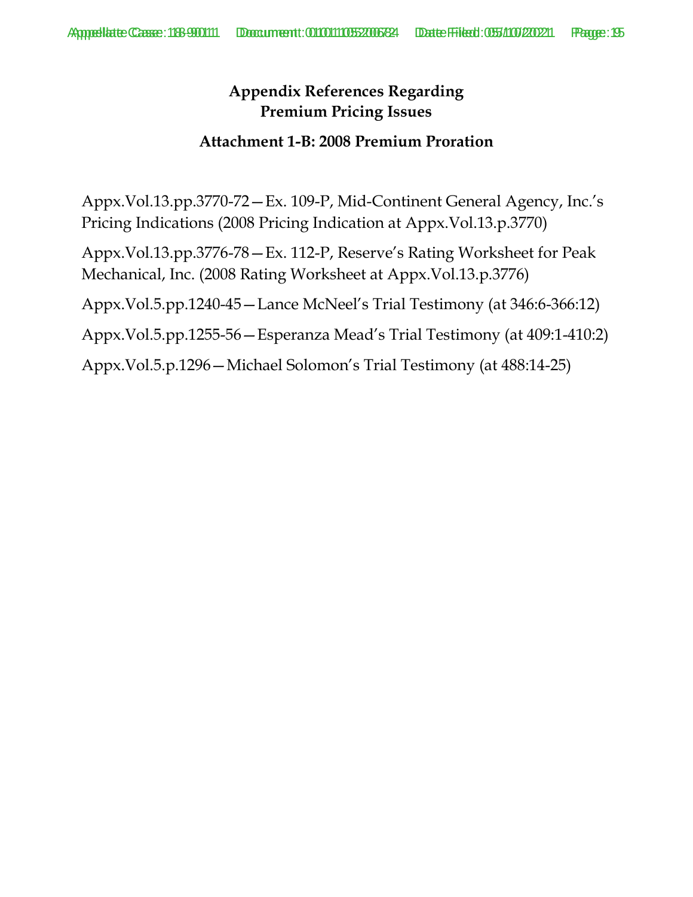# Appendix References Regarding Premium Pricing Issues

## Attachment 1-B: 2008 Premium Proration

Appx.Vol.13.pp.3770-72—Ex. 109-P, Mid-Continent General Agency, Inc.'s Pricing Indications (2008 Pricing Indication at Appx.Vol.13.p.3770)

Appx.Vol.13.pp.3776-78—Ex. 112-P, Reserve's Rating Worksheet for Peak Mechanical, Inc. (2008 Rating Worksheet at Appx.Vol.13.p.3776)

Appx.Vol.5.pp.1240-45—Lance McNeel's Trial Testimony (at 346:6-366:12)

Appx.Vol.5.pp.1255-56—Esperanza Mead's Trial Testimony (at 409:1-410:2)

Appx.Vol.5.p.1296—Michael Solomon's Trial Testimony (at 488:14-25)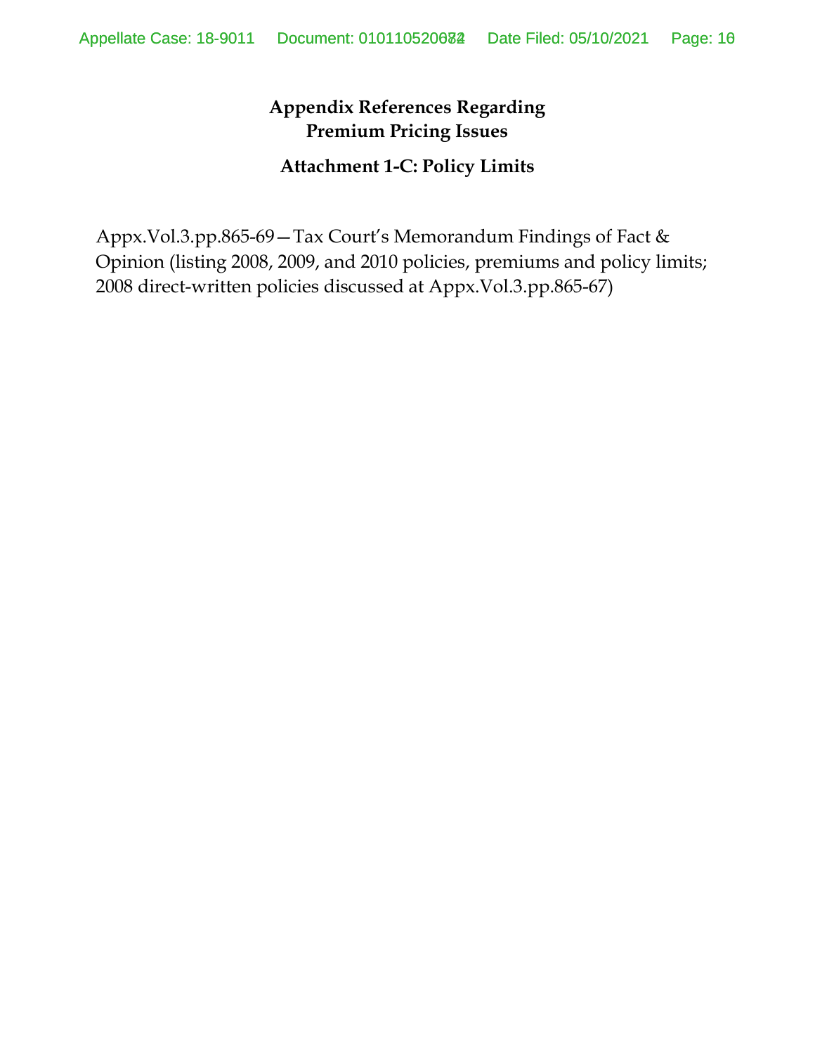# Appendix References Regarding Premium Pricing Issues

## Attachment 1-C: Policy Limits

Appx.Vol.3.pp.865-69—Tax Court's Memorandum Findings of Fact & Opinion (listing 2008, 2009, and 2010 policies, premiums and policy limits; 2008 direct-written policies discussed at Appx.Vol.3.pp.865-67)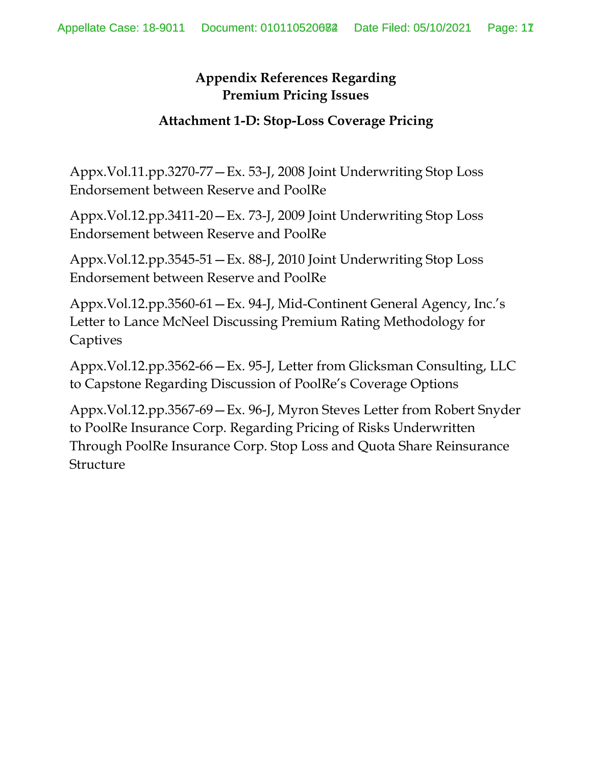## Appendix References Regarding Premium Pricing Issues

### Attachment 1-D: Stop-Loss Coverage Pricing

Appx.Vol.11.pp.3270-77—Ex. 53-J, 2008 Joint Underwriting Stop Loss Endorsement between Reserve and PoolRe

Appx.Vol.12.pp.3411-20—Ex. 73-J, 2009 Joint Underwriting Stop Loss Endorsement between Reserve and PoolRe

Appx.Vol.12.pp.3545-51—Ex. 88-J, 2010 Joint Underwriting Stop Loss Endorsement between Reserve and PoolRe

Appx.Vol.12.pp.3560-61—Ex. 94-J, Mid-Continent General Agency, Inc.'s Letter to Lance McNeel Discussing Premium Rating Methodology for Captives

Appx.Vol.12.pp.3562-66—Ex. 95-J, Letter from Glicksman Consulting, LLC to Capstone Regarding Discussion of PoolRe's Coverage Options

Appx.Vol.12.pp.3567-69—Ex. 96-J, Myron Steves Letter from Robert Snyder to PoolRe Insurance Corp. Regarding Pricing of Risks Underwritten Through PoolRe Insurance Corp. Stop Loss and Quota Share Reinsurance Structure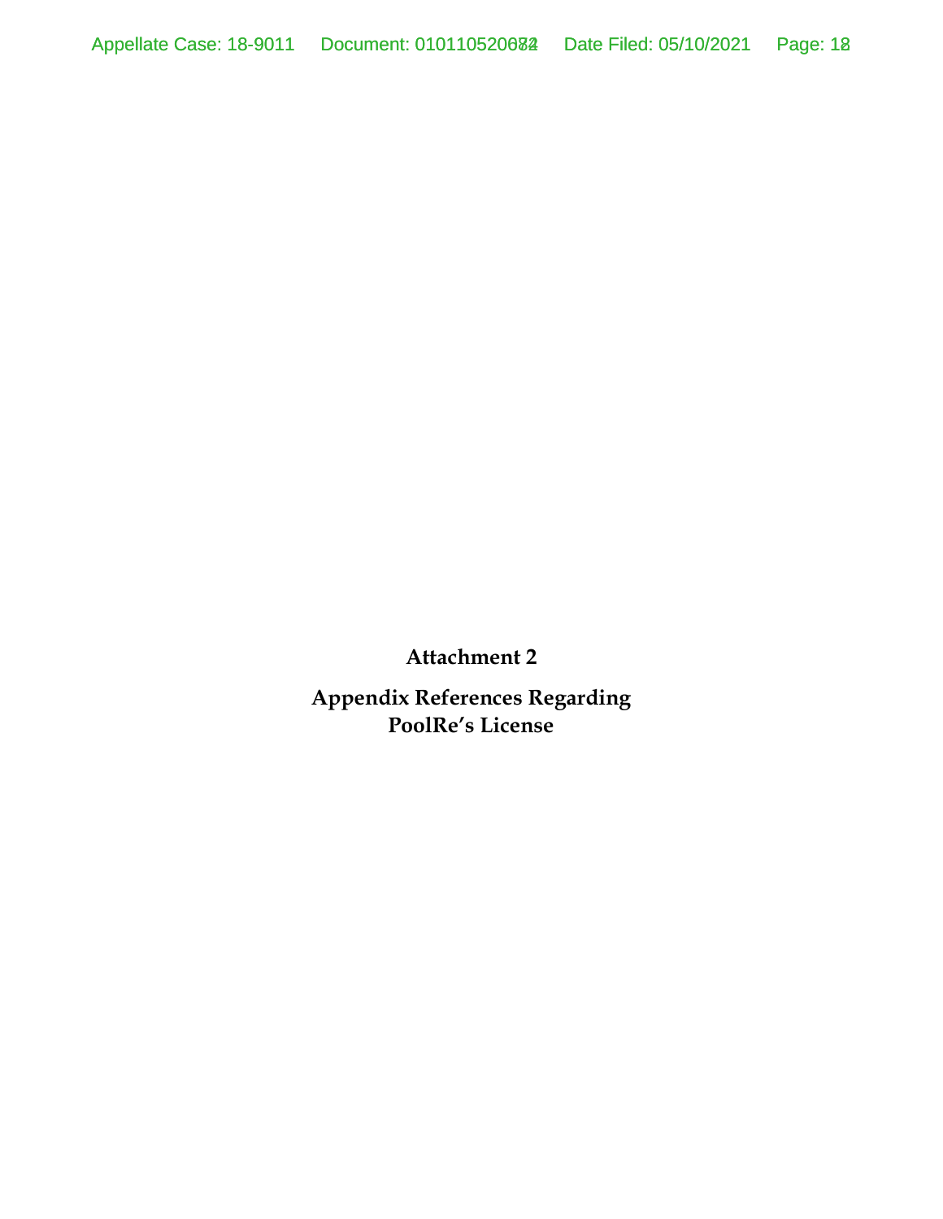**Attachment 2**

**Appendix References Regarding PoolRe's License**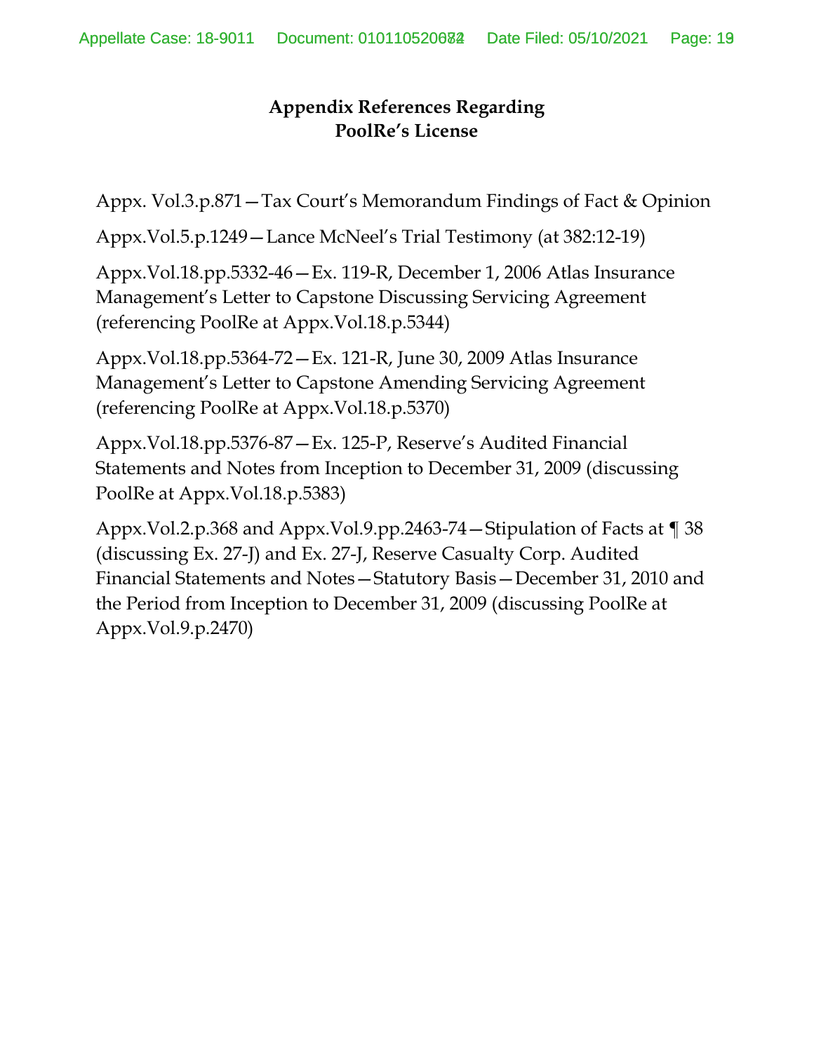## Appendix References Regarding PoolRe's License

Appx. Vol.3.p.871—Tax Court's Memorandum Findings of Fact & Opinion

Appx.Vol.5.p.1249—Lance McNeel's Trial Testimony (at 382:12-19)

Appx.Vol.18.pp.5332-46—Ex. 119-R, December 1, 2006 Atlas Insurance Management's Letter to Capstone Discussing Servicing Agreement (referencing PoolRe at Appx.Vol.18.p.5344)

Appx.Vol.18.pp.5364-72—Ex. 121-R, June 30, 2009 Atlas Insurance Management's Letter to Capstone Amending Servicing Agreement (referencing PoolRe at Appx.Vol.18.p.5370)

Appx.Vol.18.pp.5376-87—Ex. 125-P, Reserve's Audited Financial Statements and Notes from Inception to December 31, 2009 (discussing PoolRe at Appx.Vol.18.p.5383)

Appx.Vol.2.p.368 and Appx.Vol.9.pp.2463-74—Stipulation of Facts at ¶ 38 (discussing Ex. 27-J) and Ex. 27-J, Reserve Casualty Corp. Audited Financial Statements and Notes—Statutory Basis—December 31, 2010 and the Period from Inception to December 31, 2009 (discussing PoolRe at Appx.Vol.9.p.2470)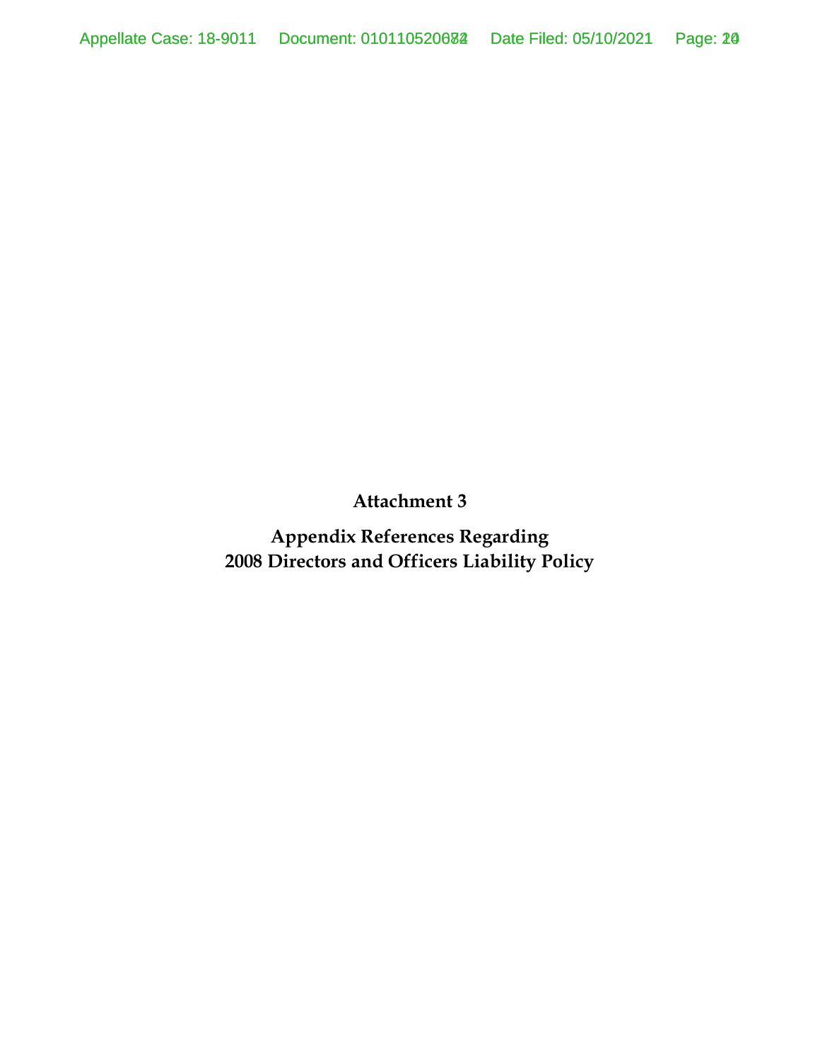**Attachment 3**

**Appendix References Regarding**
**2008 Directors and Officers Liability Policy**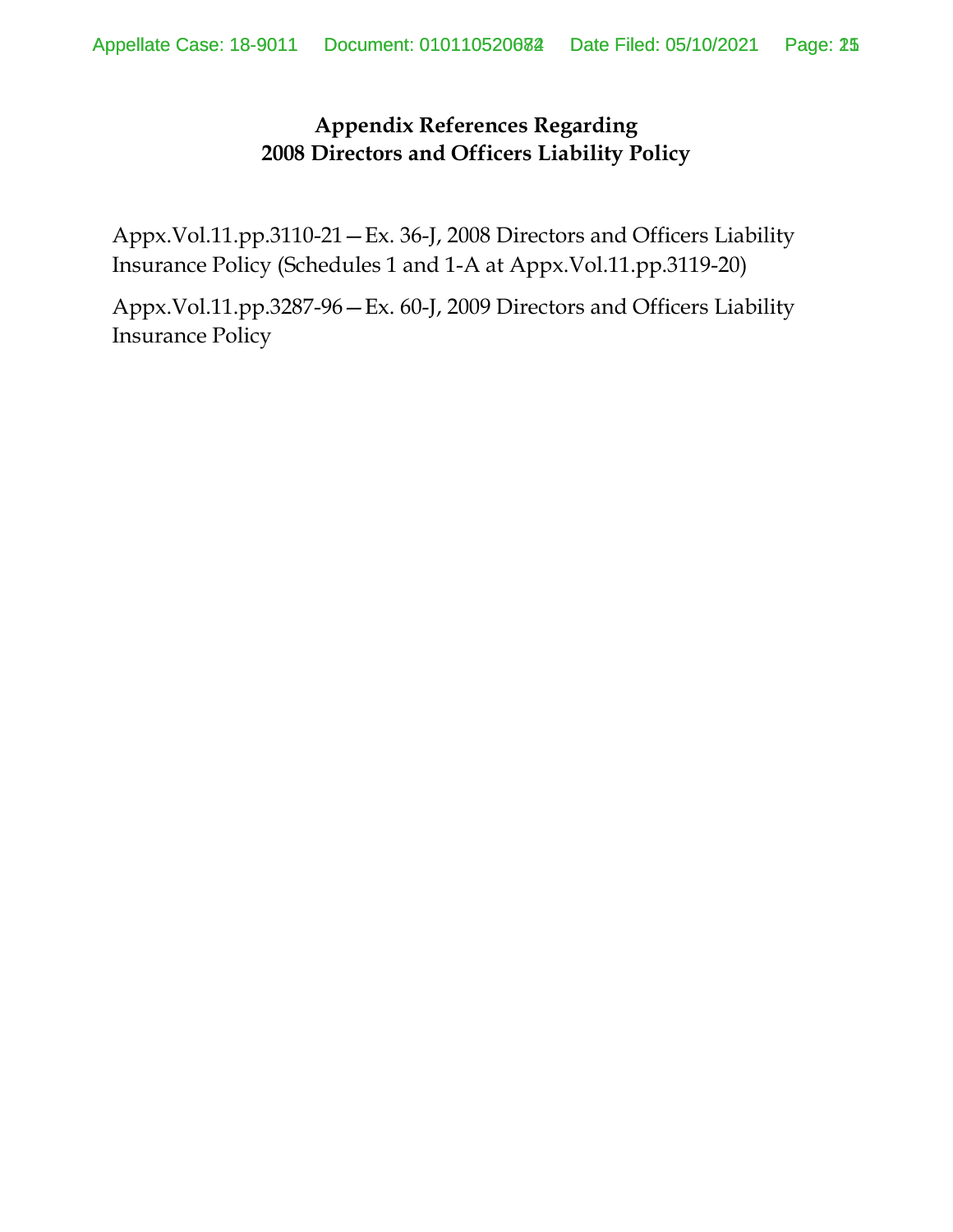# Appendix References Regarding 2008 Directors and Officers Liability Policy

Appx.Vol.11.pp.3110-21—Ex. 36-J, 2008 Directors and Officers Liability Insurance Policy (Schedules 1 and 1-A at Appx.Vol.11.pp.3119-20)

Appx.Vol.11.pp.3287-96—Ex. 60-J, 2009 Directors and Officers Liability Insurance Policy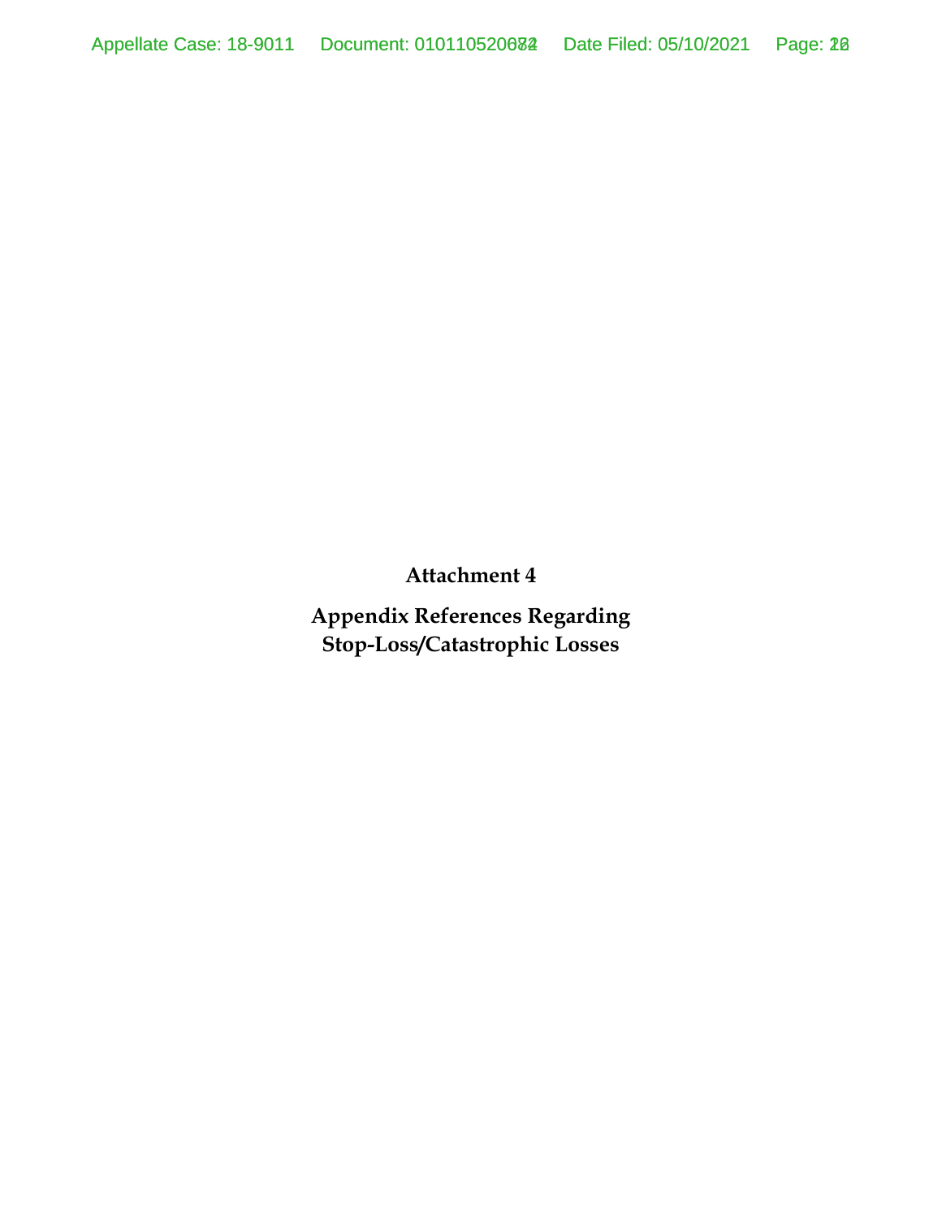**Attachment 4**

**Appendix References Regarding Stop-Loss/Catastrophic Losses**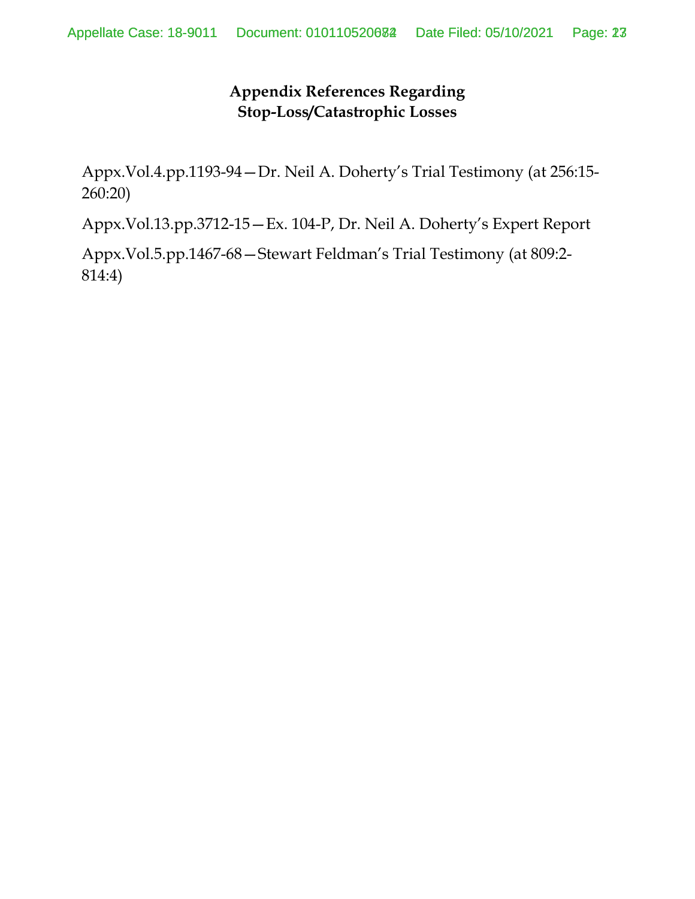## Appendix References Regarding Stop-Loss/Catastrophic Losses

Appx.Vol.4.pp.1193-94—Dr. Neil A. Doherty's Trial Testimony (at 256:15-260:20)

Appx.Vol.13.pp.3712-15—Ex. 104-P, Dr. Neil A. Doherty's Expert Report

Appx.Vol.5.pp.1467-68—Stewart Feldman's Trial Testimony (at 809:2-814:4)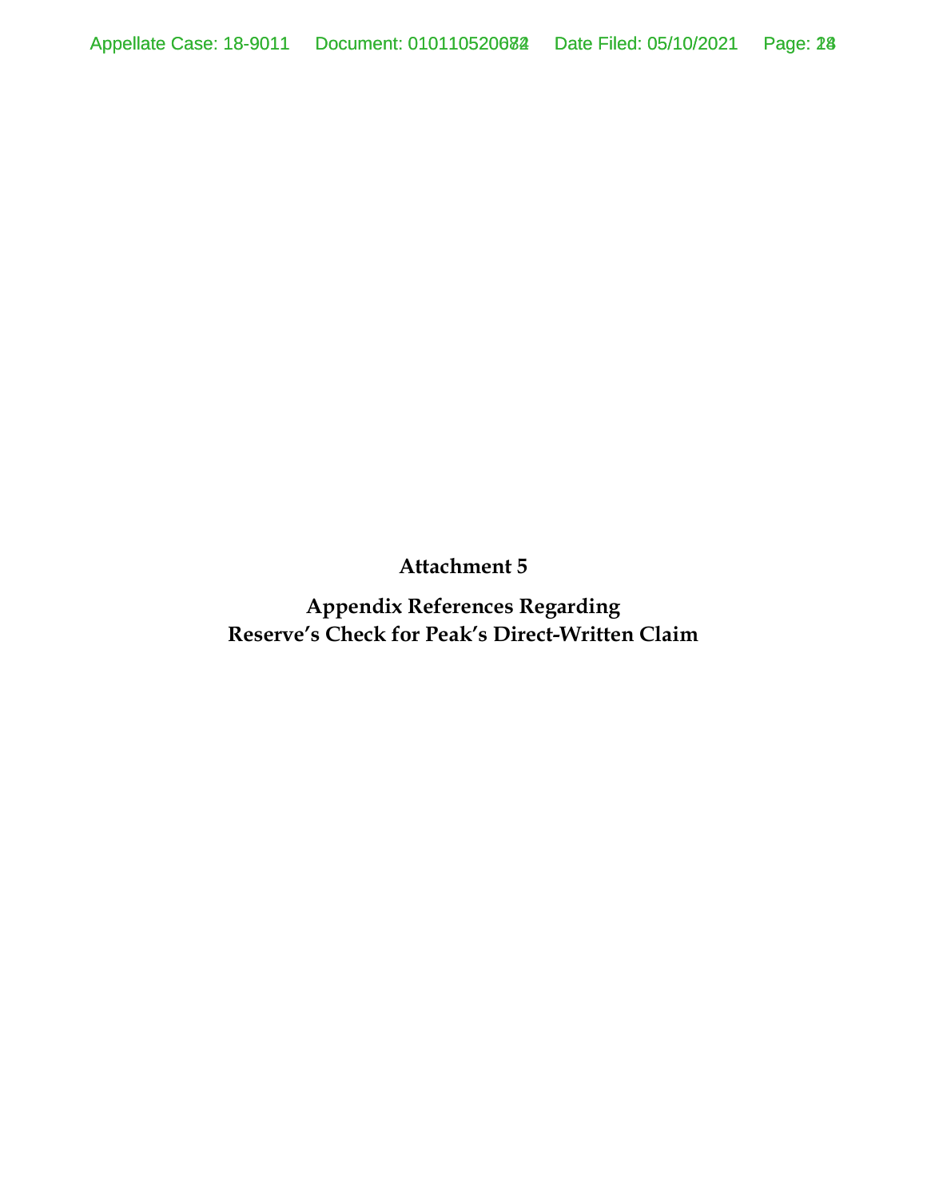**Attachment 5**

**Appendix References Regarding Reserve's Check for Peak's Direct-Written Claim**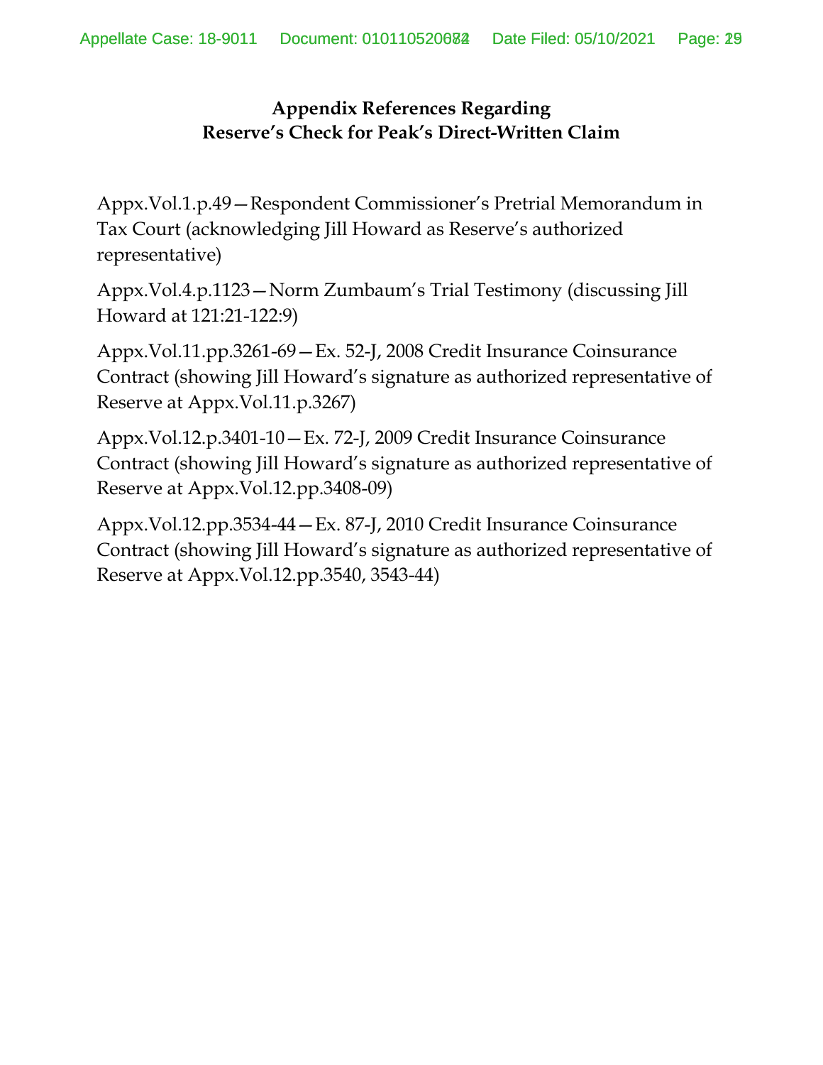## Appendix References Regarding
## Reserve's Check for Peak's Direct-Written Claim

Appx.Vol.1.p.49—Respondent Commissioner's Pretrial Memorandum in Tax Court (acknowledging Jill Howard as Reserve's authorized representative)

Appx.Vol.4.p.1123—Norm Zumbaum's Trial Testimony (discussing Jill Howard at 121:21-122:9)

Appx.Vol.11.pp.3261-69—Ex. 52-J, 2008 Credit Insurance Coinsurance Contract (showing Jill Howard's signature as authorized representative of Reserve at Appx.Vol.11.p.3267)

Appx.Vol.12.p.3401-10—Ex. 72-J, 2009 Credit Insurance Coinsurance Contract (showing Jill Howard's signature as authorized representative of Reserve at Appx.Vol.12.pp.3408-09)

Appx.Vol.12.pp.3534-44—Ex. 87-J, 2010 Credit Insurance Coinsurance Contract (showing Jill Howard's signature as authorized representative of Reserve at Appx.Vol.12.pp.3540, 3543-44)